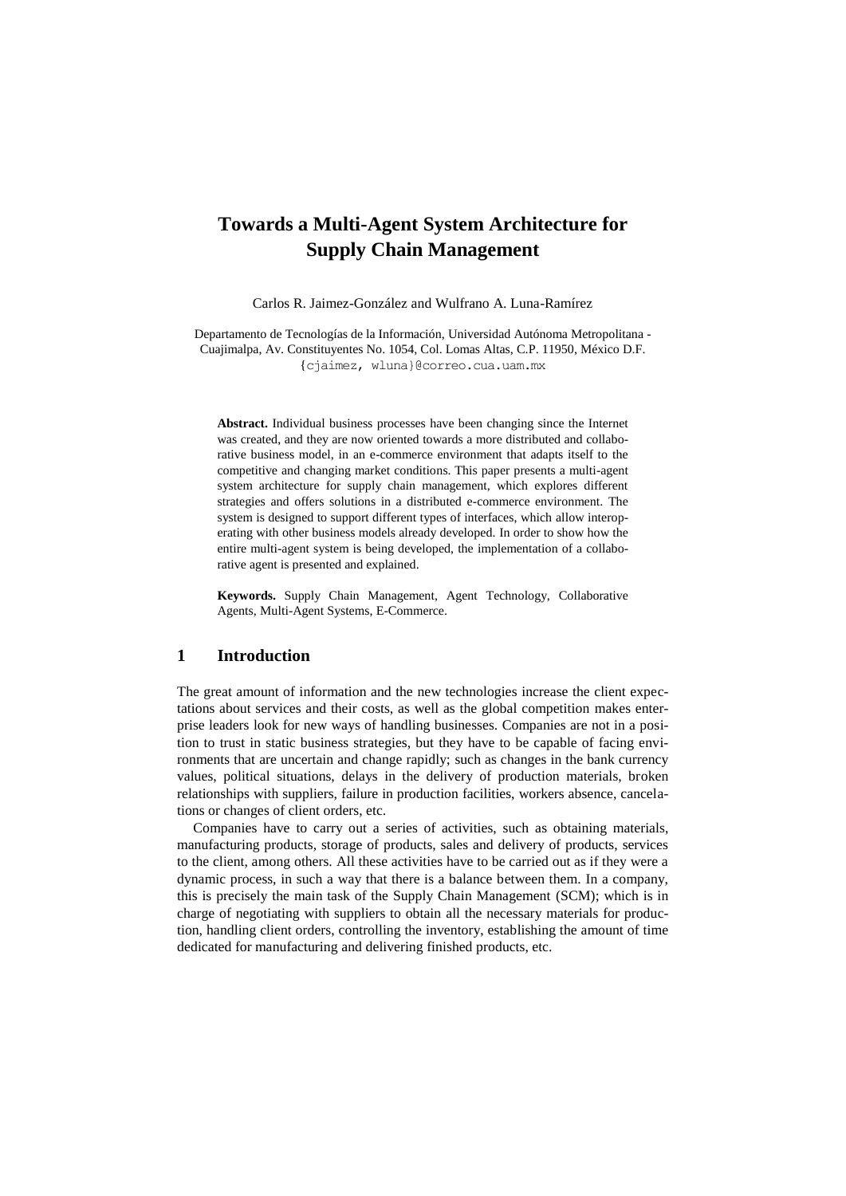# Towards a Multi-Agent System Architecture for Supply Chain Management

Carlos R. Jaimez-González and Wulfrano A. Luna-Ramírez

Departamento de Tecnologías de la Información, Universidad Autónoma Metropolitana - Cuajimalpa, Av. Constituyentes No. 1054, Col. Lomas Altas, C.P. 11950, México D.F.
{cjaimez, wluna}@correo.cua.uam.mx

**Abstract.** Individual business processes have been changing since the Internet was created, and they are now oriented towards a more distributed and collaborative business model, in an e-commerce environment that adapts itself to the competitive and changing market conditions. This paper presents a multi-agent system architecture for supply chain management, which explores different strategies and offers solutions in a distributed e-commerce environment. The system is designed to support different types of interfaces, which allow interoperating with other business models already developed. In order to show how the entire multi-agent system is being developed, the implementation of a collaborative agent is presented and explained.

**Keywords.** Supply Chain Management, Agent Technology, Collaborative Agents, Multi-Agent Systems, E-Commerce.

## 1 Introduction

The great amount of information and the new technologies increase the client expectations about services and their costs, as well as the global competition makes enterprise leaders look for new ways of handling businesses. Companies are not in a position to trust in static business strategies, but they have to be capable of facing environments that are uncertain and change rapidly; such as changes in the bank currency values, political situations, delays in the delivery of production materials, broken relationships with suppliers, failure in production facilities, workers absence, cancelations or changes of client orders, etc.

Companies have to carry out a series of activities, such as obtaining materials, manufacturing products, storage of products, sales and delivery of products, services to the client, among others. All these activities have to be carried out as if they were a dynamic process, in such a way that there is a balance between them. In a company, this is precisely the main task of the Supply Chain Management (SCM); which is in charge of negotiating with suppliers to obtain all the necessary materials for production, handling client orders, controlling the inventory, establishing the amount of time dedicated for manufacturing and delivering finished products, etc.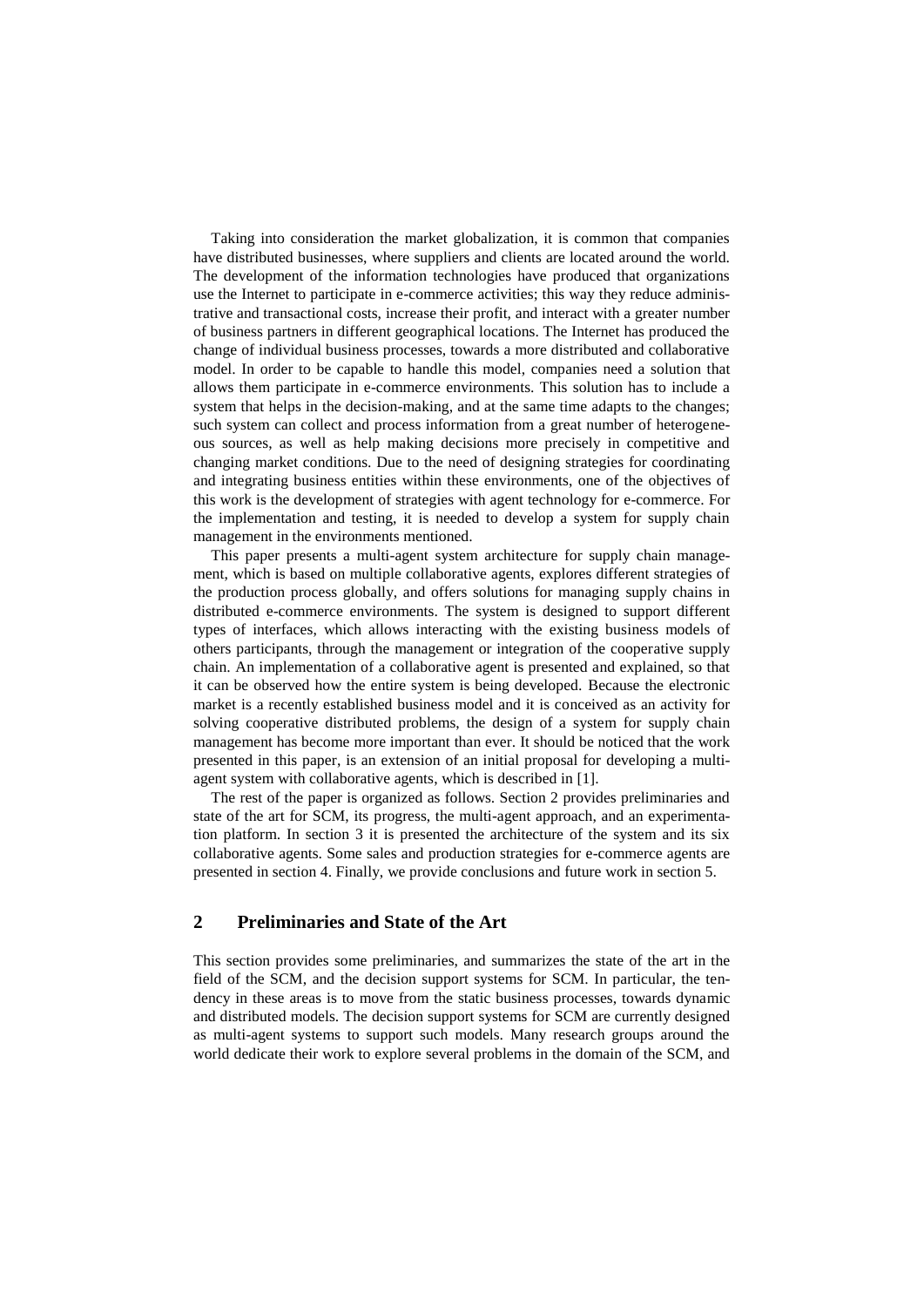Taking into consideration the market globalization, it is common that companies have distributed businesses, where suppliers and clients are located around the world. The development of the information technologies have produced that organizations use the Internet to participate in e-commerce activities; this way they reduce administrative and transactional costs, increase their profit, and interact with a greater number of business partners in different geographical locations. The Internet has produced the change of individual business processes, towards a more distributed and collaborative model. In order to be capable to handle this model, companies need a solution that allows them participate in e-commerce environments. This solution has to include a system that helps in the decision-making, and at the same time adapts to the changes; such system can collect and process information from a great number of heterogeneous sources, as well as help making decisions more precisely in competitive and changing market conditions. Due to the need of designing strategies for coordinating and integrating business entities within these environments, one of the objectives of this work is the development of strategies with agent technology for e-commerce. For the implementation and testing, it is needed to develop a system for supply chain management in the environments mentioned.

This paper presents a multi-agent system architecture for supply chain management, which is based on multiple collaborative agents, explores different strategies of the production process globally, and offers solutions for managing supply chains in distributed e-commerce environments. The system is designed to support different types of interfaces, which allows interacting with the existing business models of others participants, through the management or integration of the cooperative supply chain. An implementation of a collaborative agent is presented and explained, so that it can be observed how the entire system is being developed. Because the electronic market is a recently established business model and it is conceived as an activity for solving cooperative distributed problems, the design of a system for supply chain management has become more important than ever. It should be noticed that the work presented in this paper, is an extension of an initial proposal for developing a multi-agent system with collaborative agents, which is described in [1].

The rest of the paper is organized as follows. Section 2 provides preliminaries and state of the art for SCM, its progress, the multi-agent approach, and an experimentation platform. In section 3 it is presented the architecture of the system and its six collaborative agents. Some sales and production strategies for e-commerce agents are presented in section 4. Finally, we provide conclusions and future work in section 5.

## 2 Preliminaries and State of the Art

This section provides some preliminaries, and summarizes the state of the art in the field of the SCM, and the decision support systems for SCM. In particular, the tendency in these areas is to move from the static business processes, towards dynamic and distributed models. The decision support systems for SCM are currently designed as multi-agent systems to support such models. Many research groups around the world dedicate their work to explore several problems in the domain of the SCM, and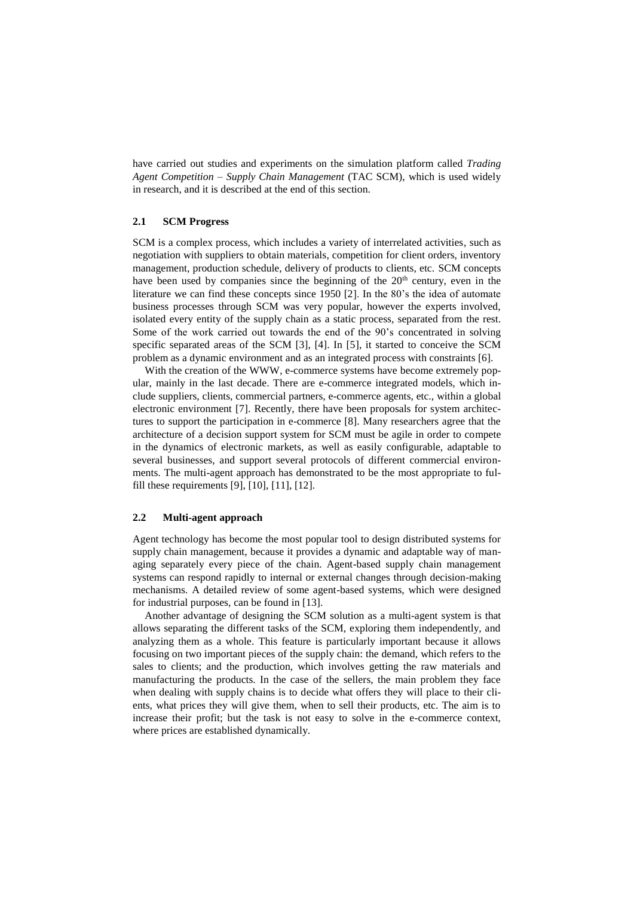have carried out studies and experiments on the simulation platform called *Trading Agent Competition – Supply Chain Management* (TAC SCM), which is used widely in research, and it is described at the end of this section.

### 2.1 SCM Progress

SCM is a complex process, which includes a variety of interrelated activities, such as negotiation with suppliers to obtain materials, competition for client orders, inventory management, production schedule, delivery of products to clients, etc. SCM concepts have been used by companies since the beginning of the $20^{th}$ century, even in the literature we can find these concepts since 1950 [2]. In the 80's the idea of automate business processes through SCM was very popular, however the experts involved, isolated every entity of the supply chain as a static process, separated from the rest. Some of the work carried out towards the end of the 90's concentrated in solving specific separated areas of the SCM [3], [4]. In [5], it started to conceive the SCM problem as a dynamic environment and as an integrated process with constraints [6].

With the creation of the WWW, e-commerce systems have become extremely popular, mainly in the last decade. There are e-commerce integrated models, which include suppliers, clients, commercial partners, e-commerce agents, etc., within a global electronic environment [7]. Recently, there have been proposals for system architectures to support the participation in e-commerce [8]. Many researchers agree that the architecture of a decision support system for SCM must be agile in order to compete in the dynamics of electronic markets, as well as easily configurable, adaptable to several businesses, and support several protocols of different commercial environments. The multi-agent approach has demonstrated to be the most appropriate to fulfill these requirements [9], [10], [11], [12].

### 2.2 Multi-agent approach

Agent technology has become the most popular tool to design distributed systems for supply chain management, because it provides a dynamic and adaptable way of managing separately every piece of the chain. Agent-based supply chain management systems can respond rapidly to internal or external changes through decision-making mechanisms. A detailed review of some agent-based systems, which were designed for industrial purposes, can be found in [13].

Another advantage of designing the SCM solution as a multi-agent system is that allows separating the different tasks of the SCM, exploring them independently, and analyzing them as a whole. This feature is particularly important because it allows focusing on two important pieces of the supply chain: the demand, which refers to the sales to clients; and the production, which involves getting the raw materials and manufacturing the products. In the case of the sellers, the main problem they face when dealing with supply chains is to decide what offers they will place to their clients, what prices they will give them, when to sell their products, etc. The aim is to increase their profit; but the task is not easy to solve in the e-commerce context, where prices are established dynamically.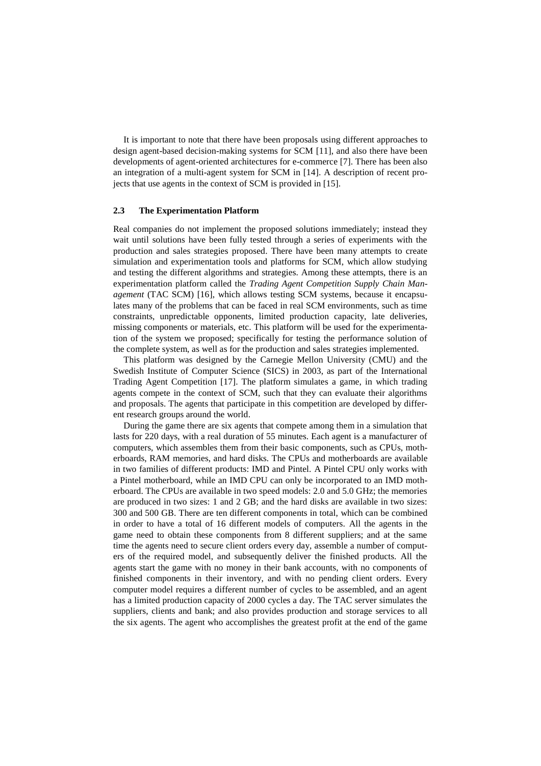It is important to note that there have been proposals using different approaches to design agent-based decision-making systems for SCM [11], and also there have been developments of agent-oriented architectures for e-commerce [7]. There has been also an integration of a multi-agent system for SCM in [14]. A description of recent projects that use agents in the context of SCM is provided in [15].

### 2.3 The Experimentation Platform

Real companies do not implement the proposed solutions immediately; instead they wait until solutions have been fully tested through a series of experiments with the production and sales strategies proposed. There have been many attempts to create simulation and experimentation tools and platforms for SCM, which allow studying and testing the different algorithms and strategies. Among these attempts, there is an experimentation platform called the *Trading Agent Competition Supply Chain Management* (TAC SCM) [16], which allows testing SCM systems, because it encapsulates many of the problems that can be faced in real SCM environments, such as time constraints, unpredictable opponents, limited production capacity, late deliveries, missing components or materials, etc. This platform will be used for the experimentation of the system we proposed; specifically for testing the performance solution of the complete system, as well as for the production and sales strategies implemented.

This platform was designed by the Carnegie Mellon University (CMU) and the Swedish Institute of Computer Science (SICS) in 2003, as part of the International Trading Agent Competition [17]. The platform simulates a game, in which trading agents compete in the context of SCM, such that they can evaluate their algorithms and proposals. The agents that participate in this competition are developed by different research groups around the world.

During the game there are six agents that compete among them in a simulation that lasts for 220 days, with a real duration of 55 minutes. Each agent is a manufacturer of computers, which assembles them from their basic components, such as CPUs, motherboards, RAM memories, and hard disks. The CPUs and motherboards are available in two families of different products: IMD and Pintel. A Pintel CPU only works with a Pintel motherboard, while an IMD CPU can only be incorporated to an IMD motherboard. The CPUs are available in two speed models: 2.0 and 5.0 GHz; the memories are produced in two sizes: 1 and 2 GB; and the hard disks are available in two sizes: 300 and 500 GB. There are ten different components in total, which can be combined in order to have a total of 16 different models of computers. All the agents in the game need to obtain these components from 8 different suppliers; and at the same time the agents need to secure client orders every day, assemble a number of computers of the required model, and subsequently deliver the finished products. All the agents start the game with no money in their bank accounts, with no components of finished components in their inventory, and with no pending client orders. Every computer model requires a different number of cycles to be assembled, and an agent has a limited production capacity of 2000 cycles a day. The TAC server simulates the suppliers, clients and bank; and also provides production and storage services to all the six agents. The agent who accomplishes the greatest profit at the end of the game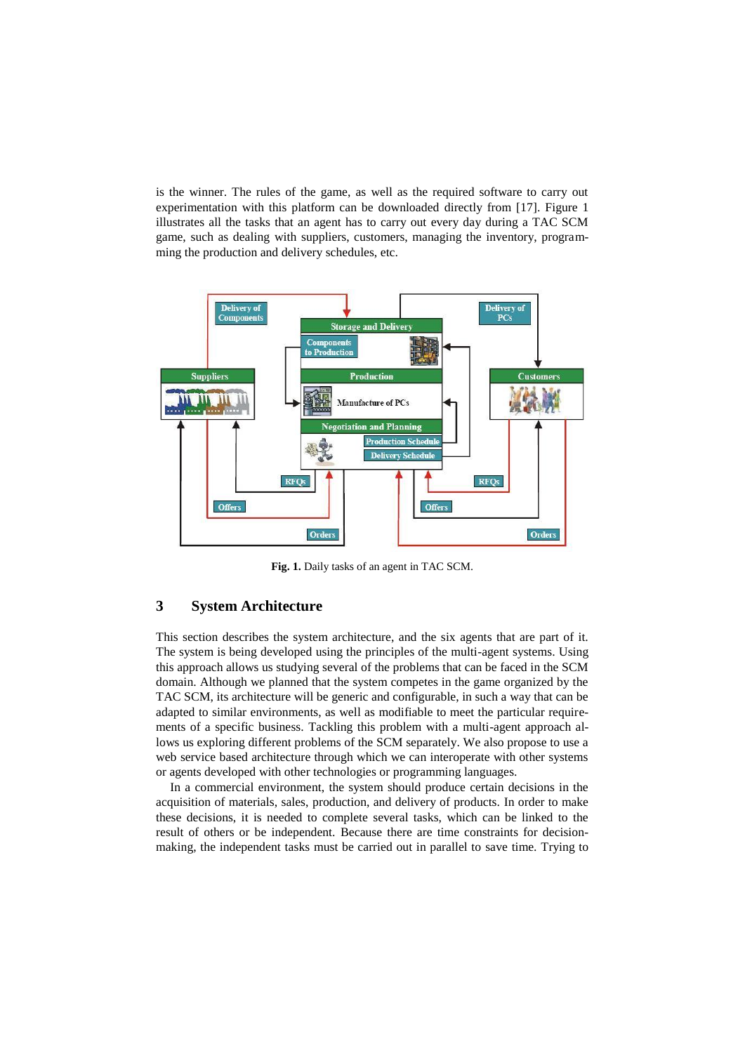is the winner. The rules of the game, as well as the required software to carry out experimentation with this platform can be downloaded directly from [17]. Figure 1 illustrates all the tasks that an agent has to carry out every day during a TAC SCM game, such as dealing with suppliers, customers, managing the inventory, programming the production and delivery schedules, etc.

**Fig. 1.** Daily tasks of an agent in TAC SCM.

## 3 System Architecture

This section describes the system architecture, and the six agents that are part of it. The system is being developed using the principles of the multi-agent systems. Using this approach allows us studying several of the problems that can be faced in the SCM domain. Although we planned that the system competes in the game organized by the TAC SCM, its architecture will be generic and configurable, in such a way that can be adapted to similar environments, as well as modifiable to meet the particular requirements of a specific business. Tackling this problem with a multi-agent approach allows us exploring different problems of the SCM separately. We also propose to use a web service based architecture through which we can interoperate with other systems or agents developed with other technologies or programming languages.

In a commercial environment, the system should produce certain decisions in the acquisition of materials, sales, production, and delivery of products. In order to make these decisions, it is needed to complete several tasks, which can be linked to the result of others or be independent. Because there are time constraints for decision-making, the independent tasks must be carried out in parallel to save time. Trying to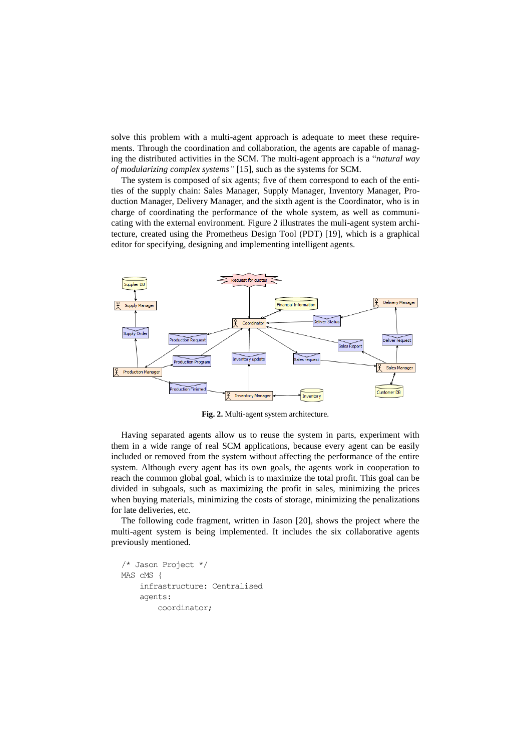solve this problem with a multi-agent approach is adequate to meet these requirements. Through the coordination and collaboration, the agents are capable of managing the distributed activities in the SCM. The multi-agent approach is a "*natural way of modularizing complex systems"* [15], such as the systems for SCM.

The system is composed of six agents; five of them correspond to each of the entities of the supply chain: Sales Manager, Supply Manager, Inventory Manager, Production Manager, Delivery Manager, and the sixth agent is the Coordinator, who is in charge of coordinating the performance of the whole system, as well as communicating with the external environment. Figure 2 illustrates the muli-agent system architecture, created using the Prometheus Design Tool (PDT) [19], which is a graphical editor for specifying, designing and implementing intelligent agents.

**Fig. 2.** Multi-agent system architecture.

Having separated agents allow us to reuse the system in parts, experiment with them in a wide range of real SCM applications, because every agent can be easily included or removed from the system without affecting the performance of the entire system. Although every agent has its own goals, the agents work in cooperation to reach the common global goal, which is to maximize the total profit. This goal can be divided in subgoals, such as maximizing the profit in sales, minimizing the prices when buying materials, minimizing the costs of storage, minimizing the penalizations for late deliveries, etc.

The following code fragment, written in Jason [20], shows the project where the multi-agent system is being implemented. It includes the six collaborative agents previously mentioned.

```
/* Jason Project */
MAS cMS {
    infrastructure: Centralised
    agents:
        coordinator;
```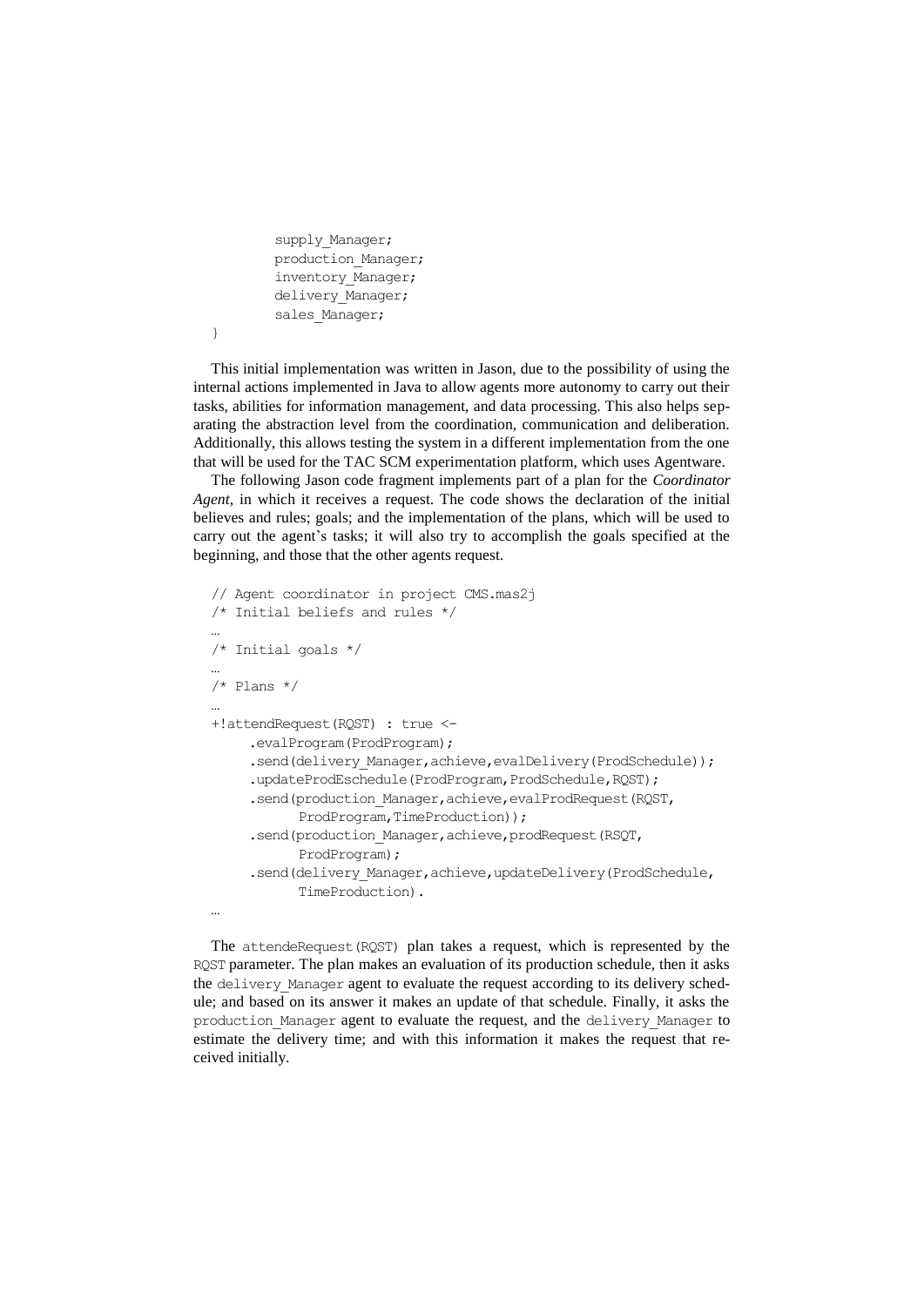```
        supply_Manager;
        production_Manager;
        inventory_Manager;
        delivery_Manager;
        sales_Manager;
}
```

This initial implementation was written in Jason, due to the possibility of using the internal actions implemented in Java to allow agents more autonomy to carry out their tasks, abilities for information management, and data processing. This also helps separating the abstraction level from the coordination, communication and deliberation. Additionally, this allows testing the system in a different implementation from the one that will be used for the TAC SCM experimentation platform, which uses Agentware.

The following Jason code fragment implements part of a plan for the *Coordinator Agent*, in which it receives a request. The code shows the declaration of the initial believes and rules; goals; and the implementation of the plans, which will be used to carry out the agent's tasks; it will also try to accomplish the goals specified at the beginning, and those that the other agents request.

```
// Agent coordinator in project CMS.mas2j
/* Initial beliefs and rules */
…
/* Initial goals */
…
/* Plans */
…
+!attendRequest(RQST) : true <-
     .evalProgram(ProdProgram);
     .send(delivery_Manager,achieve,evalDelivery(ProdSchedule));
     .updateProdEschedule(ProdProgram,ProdSchedule,RQST);
     .send(production_Manager,achieve,evalProdRequest(RQST,
          ProdProgram,TimeProduction));
     .send(production_Manager,achieve,prodRequest(RSQT,
          ProdProgram);
     .send(delivery_Manager,achieve,updateDelivery(ProdSchedule,
          TimeProduction).
…
```

The `attendeRequest(RQST)` plan takes a request, which is represented by the `RQST` parameter. The plan makes an evaluation of its production schedule, then it asks the `delivery_Manager` agent to evaluate the request according to its delivery schedule; and based on its answer it makes an update of that schedule. Finally, it asks the `production_Manager` agent to evaluate the request, and the `delivery_Manager` to estimate the delivery time; and with this information it makes the request that received initially.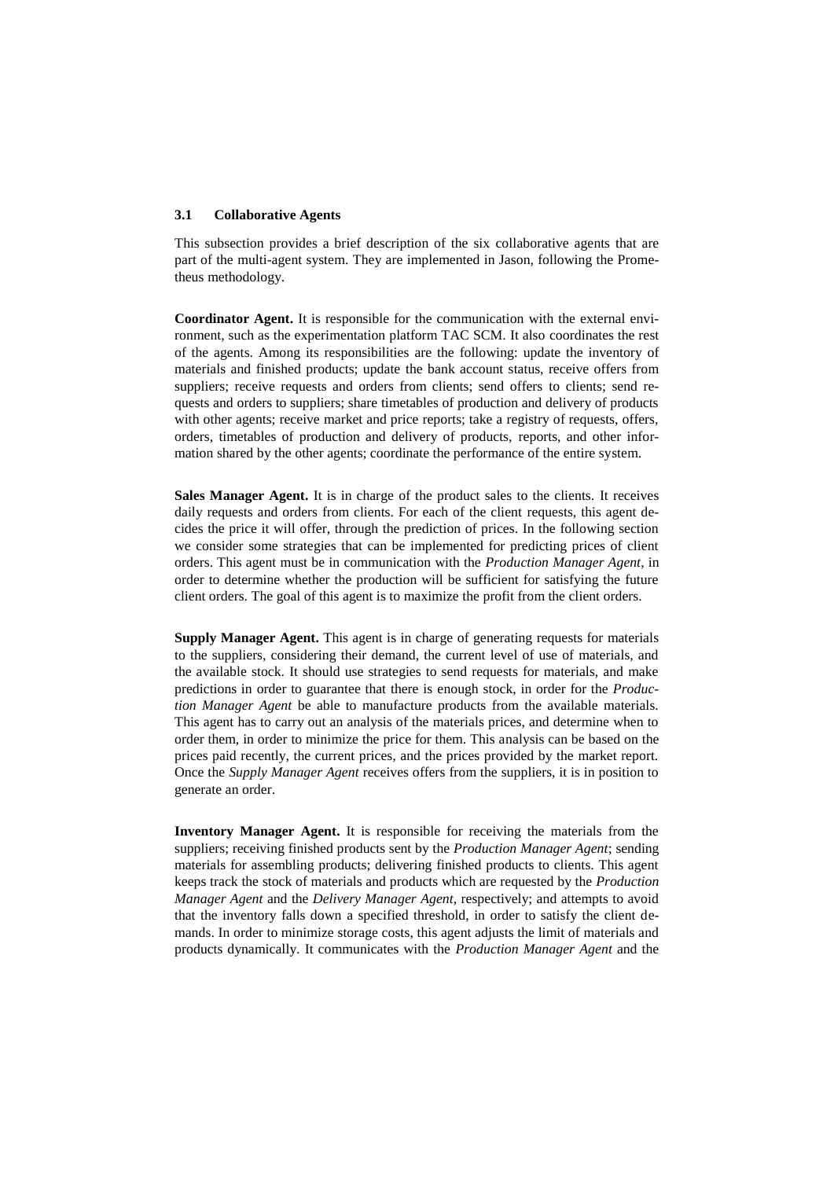### 3.1 Collaborative Agents

This subsection provides a brief description of the six collaborative agents that are part of the multi-agent system. They are implemented in Jason, following the Prometheus methodology.

**Coordinator Agent.** It is responsible for the communication with the external environment, such as the experimentation platform TAC SCM. It also coordinates the rest of the agents. Among its responsibilities are the following: update the inventory of materials and finished products; update the bank account status, receive offers from suppliers; receive requests and orders from clients; send offers to clients; send requests and orders to suppliers; share timetables of production and delivery of products with other agents; receive market and price reports; take a registry of requests, offers, orders, timetables of production and delivery of products, reports, and other information shared by the other agents; coordinate the performance of the entire system.

**Sales Manager Agent.** It is in charge of the product sales to the clients. It receives daily requests and orders from clients. For each of the client requests, this agent decides the price it will offer, through the prediction of prices. In the following section we consider some strategies that can be implemented for predicting prices of client orders. This agent must be in communication with the *Production Manager Agent*, in order to determine whether the production will be sufficient for satisfying the future client orders. The goal of this agent is to maximize the profit from the client orders.

**Supply Manager Agent.** This agent is in charge of generating requests for materials to the suppliers, considering their demand, the current level of use of materials, and the available stock. It should use strategies to send requests for materials, and make predictions in order to guarantee that there is enough stock, in order for the *Production Manager Agent* be able to manufacture products from the available materials. This agent has to carry out an analysis of the materials prices, and determine when to order them, in order to minimize the price for them. This analysis can be based on the prices paid recently, the current prices, and the prices provided by the market report. Once the *Supply Manager Agent* receives offers from the suppliers, it is in position to generate an order.

**Inventory Manager Agent.** It is responsible for receiving the materials from the suppliers; receiving finished products sent by the *Production Manager Agent*; sending materials for assembling products; delivering finished products to clients. This agent keeps track the stock of materials and products which are requested by the *Production Manager Agent* and the *Delivery Manager Agent*, respectively; and attempts to avoid that the inventory falls down a specified threshold, in order to satisfy the client demands. In order to minimize storage costs, this agent adjusts the limit of materials and products dynamically. It communicates with the *Production Manager Agent* and the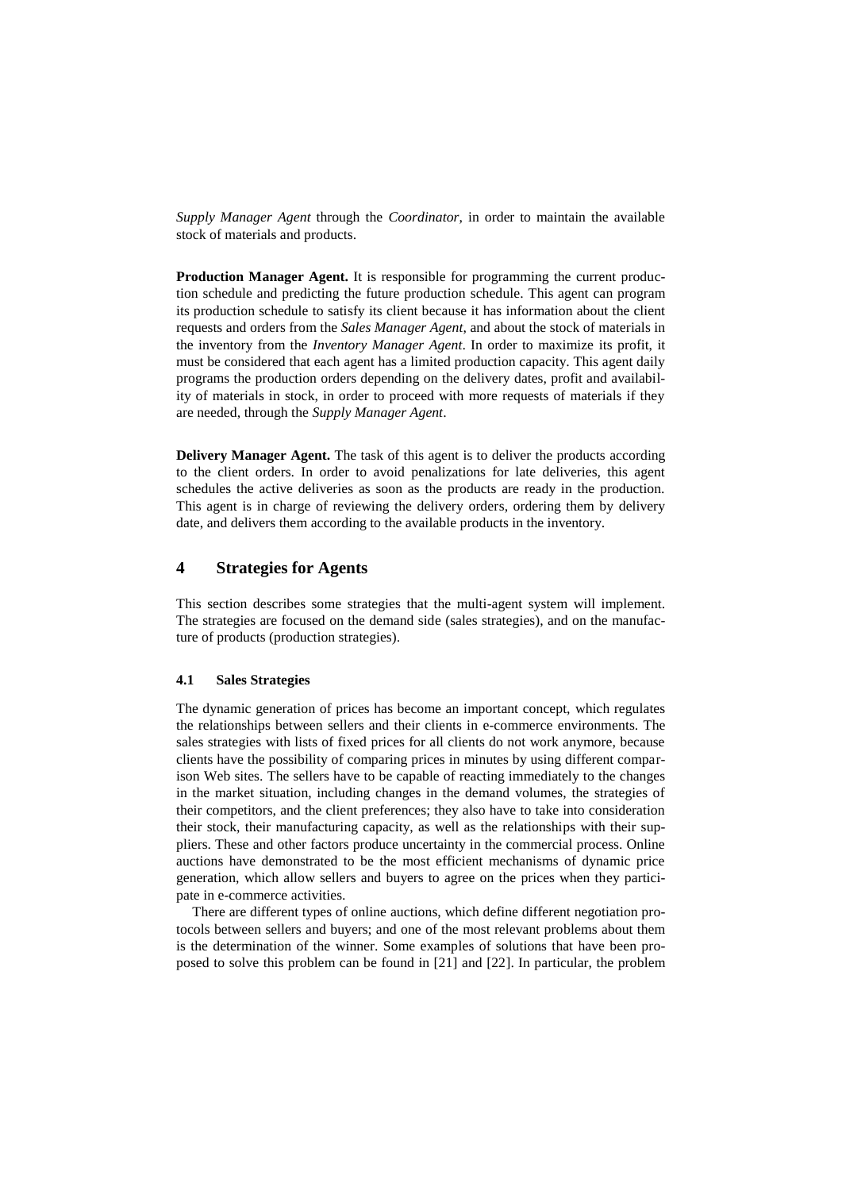*Supply Manager Agent* through the *Coordinator*, in order to maintain the available stock of materials and products.

**Production Manager Agent.** It is responsible for programming the current production schedule and predicting the future production schedule. This agent can program its production schedule to satisfy its client because it has information about the client requests and orders from the *Sales Manager Agent*, and about the stock of materials in the inventory from the *Inventory Manager Agent*. In order to maximize its profit, it must be considered that each agent has a limited production capacity. This agent daily programs the production orders depending on the delivery dates, profit and availability of materials in stock, in order to proceed with more requests of materials if they are needed, through the *Supply Manager Agent*.

**Delivery Manager Agent.** The task of this agent is to deliver the products according to the client orders. In order to avoid penalizations for late deliveries, this agent schedules the active deliveries as soon as the products are ready in the production. This agent is in charge of reviewing the delivery orders, ordering them by delivery date, and delivers them according to the available products in the inventory.

## 4 Strategies for Agents

This section describes some strategies that the multi-agent system will implement. The strategies are focused on the demand side (sales strategies), and on the manufacture of products (production strategies).

### 4.1 Sales Strategies

The dynamic generation of prices has become an important concept, which regulates the relationships between sellers and their clients in e-commerce environments. The sales strategies with lists of fixed prices for all clients do not work anymore, because clients have the possibility of comparing prices in minutes by using different comparison Web sites. The sellers have to be capable of reacting immediately to the changes in the market situation, including changes in the demand volumes, the strategies of their competitors, and the client preferences; they also have to take into consideration their stock, their manufacturing capacity, as well as the relationships with their suppliers. These and other factors produce uncertainty in the commercial process. Online auctions have demonstrated to be the most efficient mechanisms of dynamic price generation, which allow sellers and buyers to agree on the prices when they participate in e-commerce activities.

There are different types of online auctions, which define different negotiation protocols between sellers and buyers; and one of the most relevant problems about them is the determination of the winner. Some examples of solutions that have been proposed to solve this problem can be found in [21] and [22]. In particular, the problem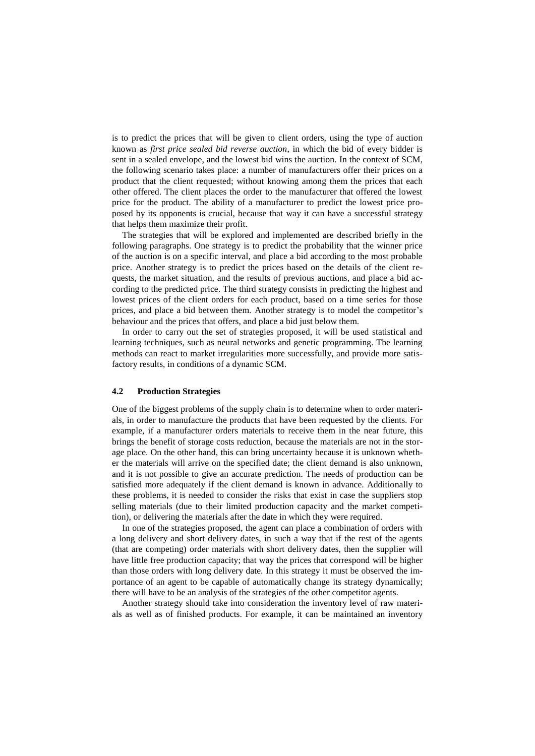is to predict the prices that will be given to client orders, using the type of auction known as *first price sealed bid reverse auction*, in which the bid of every bidder is sent in a sealed envelope, and the lowest bid wins the auction. In the context of SCM, the following scenario takes place: a number of manufacturers offer their prices on a product that the client requested; without knowing among them the prices that each other offered. The client places the order to the manufacturer that offered the lowest price for the product. The ability of a manufacturer to predict the lowest price proposed by its opponents is crucial, because that way it can have a successful strategy that helps them maximize their profit.

The strategies that will be explored and implemented are described briefly in the following paragraphs. One strategy is to predict the probability that the winner price of the auction is on a specific interval, and place a bid according to the most probable price. Another strategy is to predict the prices based on the details of the client requests, the market situation, and the results of previous auctions, and place a bid according to the predicted price. The third strategy consists in predicting the highest and lowest prices of the client orders for each product, based on a time series for those prices, and place a bid between them. Another strategy is to model the competitor's behaviour and the prices that offers, and place a bid just below them.

In order to carry out the set of strategies proposed, it will be used statistical and learning techniques, such as neural networks and genetic programming. The learning methods can react to market irregularities more successfully, and provide more satisfactory results, in conditions of a dynamic SCM.

### 4.2 Production Strategies

One of the biggest problems of the supply chain is to determine when to order materials, in order to manufacture the products that have been requested by the clients. For example, if a manufacturer orders materials to receive them in the near future, this brings the benefit of storage costs reduction, because the materials are not in the storage place. On the other hand, this can bring uncertainty because it is unknown whether the materials will arrive on the specified date; the client demand is also unknown, and it is not possible to give an accurate prediction. The needs of production can be satisfied more adequately if the client demand is known in advance. Additionally to these problems, it is needed to consider the risks that exist in case the suppliers stop selling materials (due to their limited production capacity and the market competition), or delivering the materials after the date in which they were required.

In one of the strategies proposed, the agent can place a combination of orders with a long delivery and short delivery dates, in such a way that if the rest of the agents (that are competing) order materials with short delivery dates, then the supplier will have little free production capacity; that way the prices that correspond will be higher than those orders with long delivery date. In this strategy it must be observed the importance of an agent to be capable of automatically change its strategy dynamically; there will have to be an analysis of the strategies of the other competitor agents.

Another strategy should take into consideration the inventory level of raw materials as well as of finished products. For example, it can be maintained an inventory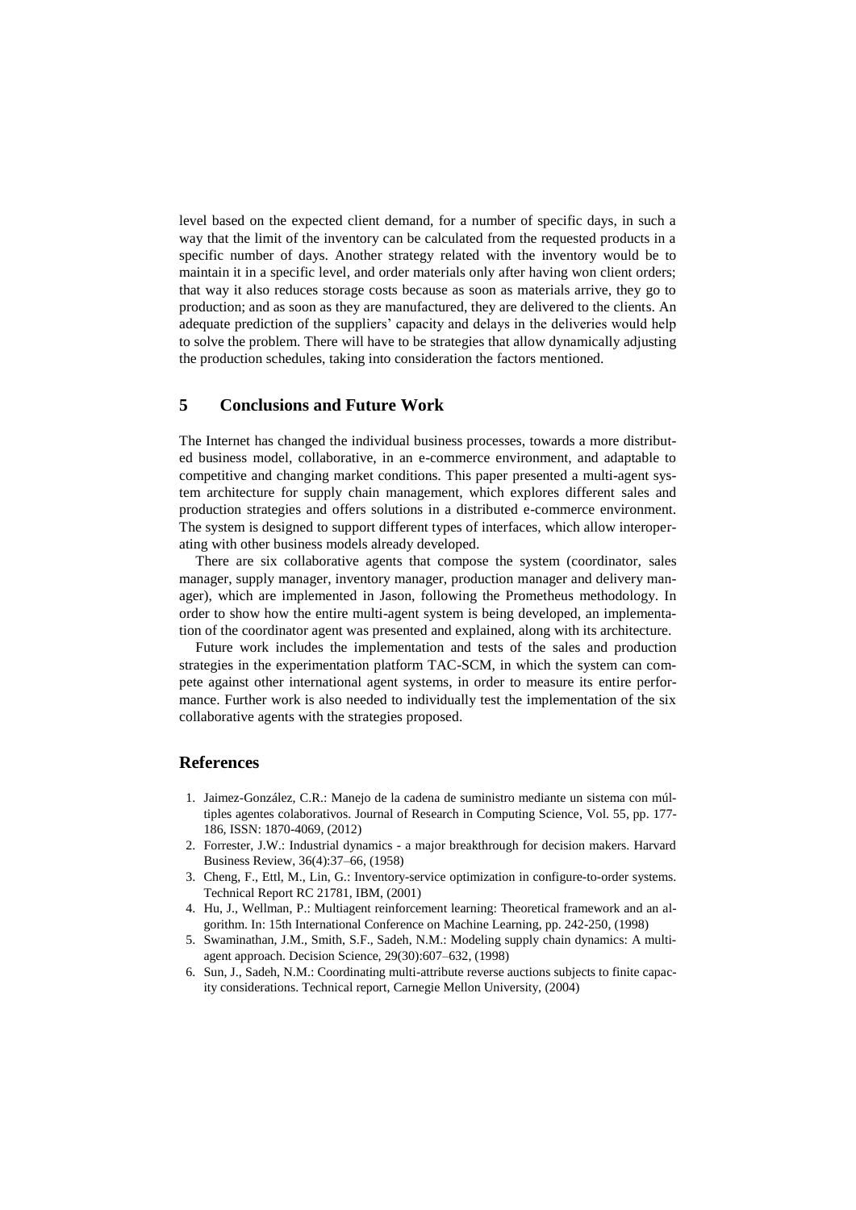level based on the expected client demand, for a number of specific days, in such a way that the limit of the inventory can be calculated from the requested products in a specific number of days. Another strategy related with the inventory would be to maintain it in a specific level, and order materials only after having won client orders; that way it also reduces storage costs because as soon as materials arrive, they go to production; and as soon as they are manufactured, they are delivered to the clients. An adequate prediction of the suppliers' capacity and delays in the deliveries would help to solve the problem. There will have to be strategies that allow dynamically adjusting the production schedules, taking into consideration the factors mentioned.

## 5 Conclusions and Future Work

The Internet has changed the individual business processes, towards a more distributed business model, collaborative, in an e-commerce environment, and adaptable to competitive and changing market conditions. This paper presented a multi-agent system architecture for supply chain management, which explores different sales and production strategies and offers solutions in a distributed e-commerce environment. The system is designed to support different types of interfaces, which allow interoperating with other business models already developed.

There are six collaborative agents that compose the system (coordinator, sales manager, supply manager, inventory manager, production manager and delivery manager), which are implemented in Jason, following the Prometheus methodology. In order to show how the entire multi-agent system is being developed, an implementation of the coordinator agent was presented and explained, along with its architecture.

Future work includes the implementation and tests of the sales and production strategies in the experimentation platform TAC-SCM, in which the system can compete against other international agent systems, in order to measure its entire performance. Further work is also needed to individually test the implementation of the six collaborative agents with the strategies proposed.

## References

1. Jaimez-González, C.R.: Manejo de la cadena de suministro mediante un sistema con múltiples agentes colaborativos. Journal of Research in Computing Science, Vol. 55, pp. 177-186, ISSN: 1870-4069, (2012)
2. Forrester, J.W.: Industrial dynamics - a major breakthrough for decision makers. Harvard Business Review, 36(4):37–66, (1958)
3. Cheng, F., Ettl, M., Lin, G.: Inventory-service optimization in configure-to-order systems. Technical Report RC 21781, IBM, (2001)
4. Hu, J., Wellman, P.: Multiagent reinforcement learning: Theoretical framework and an algorithm. In: 15th International Conference on Machine Learning, pp. 242-250, (1998)
5. Swaminathan, J.M., Smith, S.F., Sadeh, N.M.: Modeling supply chain dynamics: A multiagent approach. Decision Science, 29(30):607–632, (1998)
6. Sun, J., Sadeh, N.M.: Coordinating multi-attribute reverse auctions subjects to finite capacity considerations. Technical report, Carnegie Mellon University, (2004)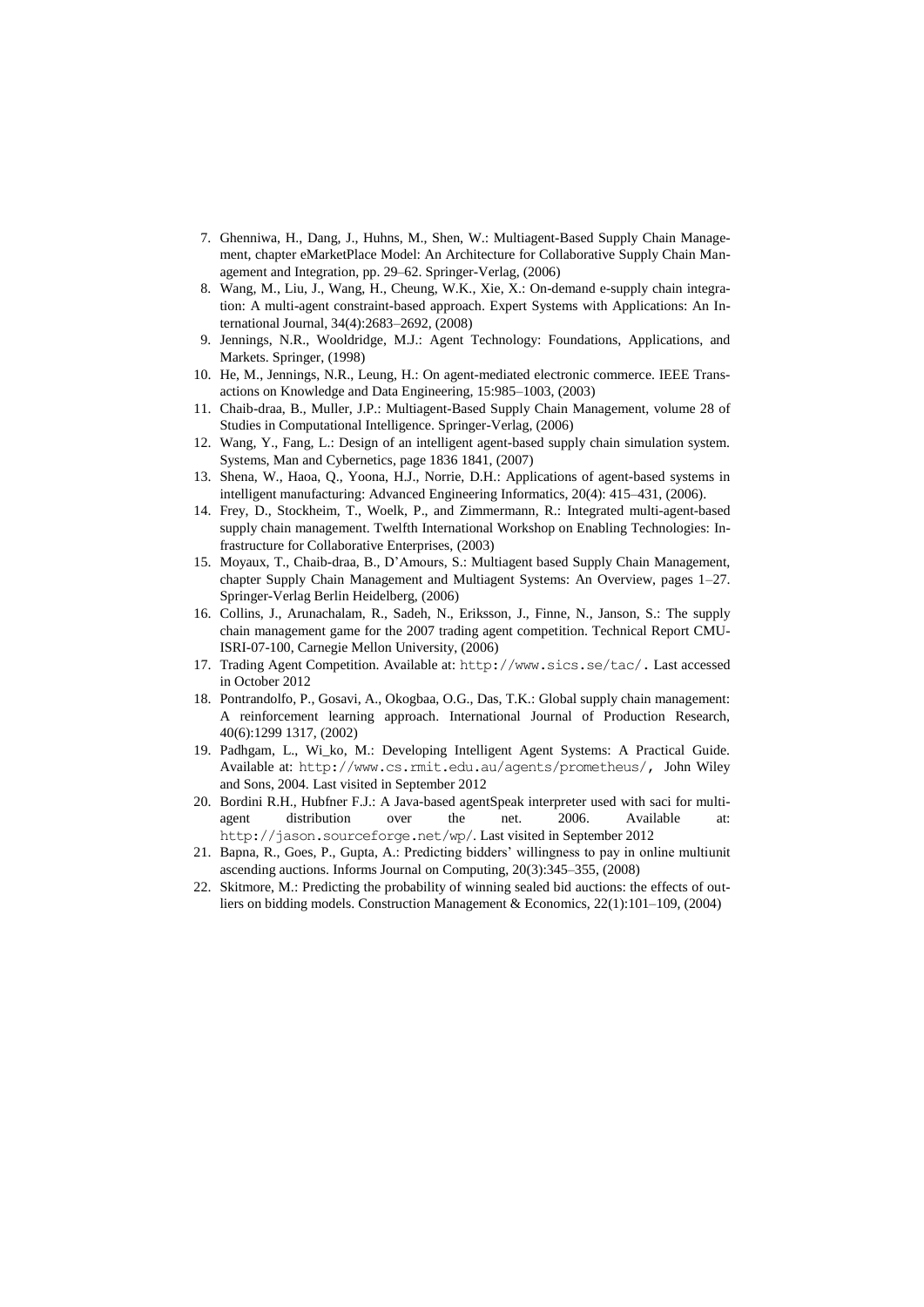7. Ghenniwa, H., Dang, J., Huhns, M., Shen, W.: Multiagent-Based Supply Chain Management, chapter eMarketPlace Model: An Architecture for Collaborative Supply Chain Management and Integration, pp. 29–62. Springer-Verlag, (2006)
8. Wang, M., Liu, J., Wang, H., Cheung, W.K., Xie, X.: On-demand e-supply chain integration: A multi-agent constraint-based approach. Expert Systems with Applications: An International Journal, 34(4):2683–2692, (2008)
9. Jennings, N.R., Wooldridge, M.J.: Agent Technology: Foundations, Applications, and Markets. Springer, (1998)
10. He, M., Jennings, N.R., Leung, H.: On agent-mediated electronic commerce. IEEE Transactions on Knowledge and Data Engineering, 15:985–1003, (2003)
11. Chaib-draa, B., Muller, J.P.: Multiagent-Based Supply Chain Management, volume 28 of Studies in Computational Intelligence. Springer-Verlag, (2006)
12. Wang, Y., Fang, L.: Design of an intelligent agent-based supply chain simulation system. Systems, Man and Cybernetics, page 1836 1841, (2007)
13. Shena, W., Haoa, Q., Yoona, H.J., Norrie, D.H.: Applications of agent-based systems in intelligent manufacturing: Advanced Engineering Informatics, 20(4): 415–431, (2006).
14. Frey, D., Stockheim, T., Woelk, P., and Zimmermann, R.: Integrated multi-agent-based supply chain management. Twelfth International Workshop on Enabling Technologies: Infrastructure for Collaborative Enterprises, (2003)
15. Moyaux, T., Chaib-draa, B., D'Amours, S.: Multiagent based Supply Chain Management, chapter Supply Chain Management and Multiagent Systems: An Overview, pages 1–27. Springer-Verlag Berlin Heidelberg, (2006)
16. Collins, J., Arunachalam, R., Sadeh, N., Eriksson, J., Finne, N., Janson, S.: The supply chain management game for the 2007 trading agent competition. Technical Report CMU-ISRI-07-100, Carnegie Mellon University, (2006)
17. Trading Agent Competition. Available at: `http://www.sics.se/tac/`. Last accessed in October 2012
18. Pontrandolfo, P., Gosavi, A., Okogbaa, O.G., Das, T.K.: Global supply chain management: A reinforcement learning approach. International Journal of Production Research, 40(6):1299 1317, (2002)
19. Padhgam, L., Wi_ko, M.: Developing Intelligent Agent Systems: A Practical Guide. Available at: `http://www.cs.rmit.edu.au/agents/prometheus/`, John Wiley and Sons, 2004. Last visited in September 2012
20. Bordini R.H., Hubfner F.J.: A Java-based agentSpeak interpreter used with saci for multi-agent distribution over the net. 2006. Available at: `http://jason.sourceforge.net/wp/`. Last visited in September 2012
21. Bapna, R., Goes, P., Gupta, A.: Predicting bidders' willingness to pay in online multiunit ascending auctions. Informs Journal on Computing, 20(3):345–355, (2008)
22. Skitmore, M.: Predicting the probability of winning sealed bid auctions: the effects of outliers on bidding models. Construction Management & Economics, 22(1):101–109, (2004)